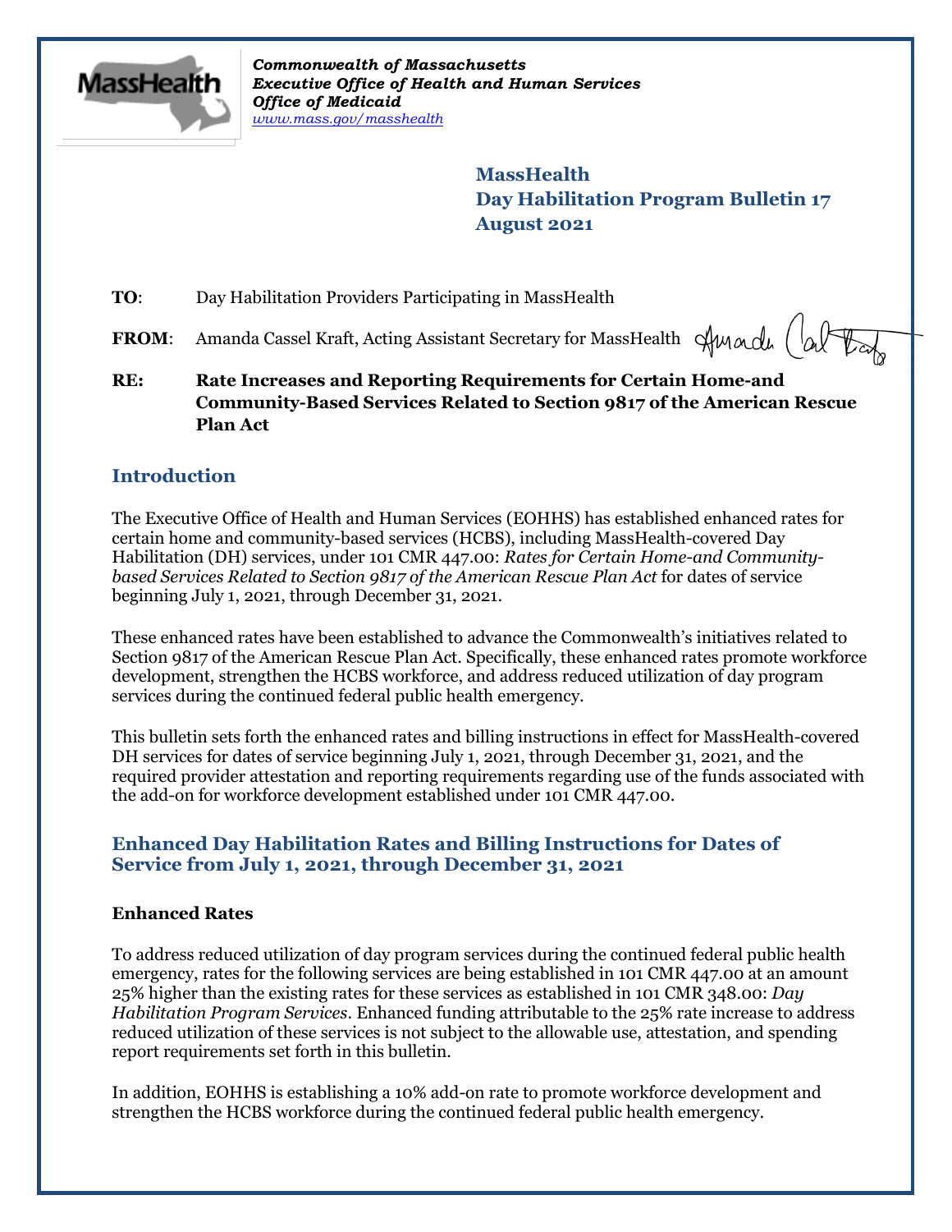*Commonwealth of Massachusetts*
*Executive Office of Health and Human Services*
*Office of Medicaid*
*www.mass.gov/masshealth*

**MassHealth**
**Day Habilitation Program Bulletin 17**
**August 2021**

**TO**: Day Habilitation Providers Participating in MassHealth

**FROM**: Amanda Cassel Kraft, Acting Assistant Secretary for MassHealth

**RE: Rate Increases and Reporting Requirements for Certain Home-and Community-Based Services Related to Section 9817 of the American Rescue Plan Act**

## Introduction

The Executive Office of Health and Human Services (EOHHS) has established enhanced rates for certain home and community-based services (HCBS), including MassHealth-covered Day Habilitation (DH) services, under 101 CMR 447.00: *Rates for Certain Home-and Community-based Services Related to Section 9817 of the American Rescue Plan Act* for dates of service beginning July 1, 2021, through December 31, 2021.

These enhanced rates have been established to advance the Commonwealth's initiatives related to Section 9817 of the American Rescue Plan Act. Specifically, these enhanced rates promote workforce development, strengthen the HCBS workforce, and address reduced utilization of day program services during the continued federal public health emergency.

This bulletin sets forth the enhanced rates and billing instructions in effect for MassHealth-covered DH services for dates of service beginning July 1, 2021, through December 31, 2021, and the required provider attestation and reporting requirements regarding use of the funds associated with the add-on for workforce development established under 101 CMR 447.00.

## Enhanced Day Habilitation Rates and Billing Instructions for Dates of Service from July 1, 2021, through December 31, 2021

### Enhanced Rates

To address reduced utilization of day program services during the continued federal public health emergency, rates for the following services are being established in 101 CMR 447.00 at an amount 25% higher than the existing rates for these services as established in 101 CMR 348.00: *Day Habilitation Program Services*. Enhanced funding attributable to the 25% rate increase to address reduced utilization of these services is not subject to the allowable use, attestation, and spending report requirements set forth in this bulletin.

In addition, EOHHS is establishing a 10% add-on rate to promote workforce development and strengthen the HCBS workforce during the continued federal public health emergency.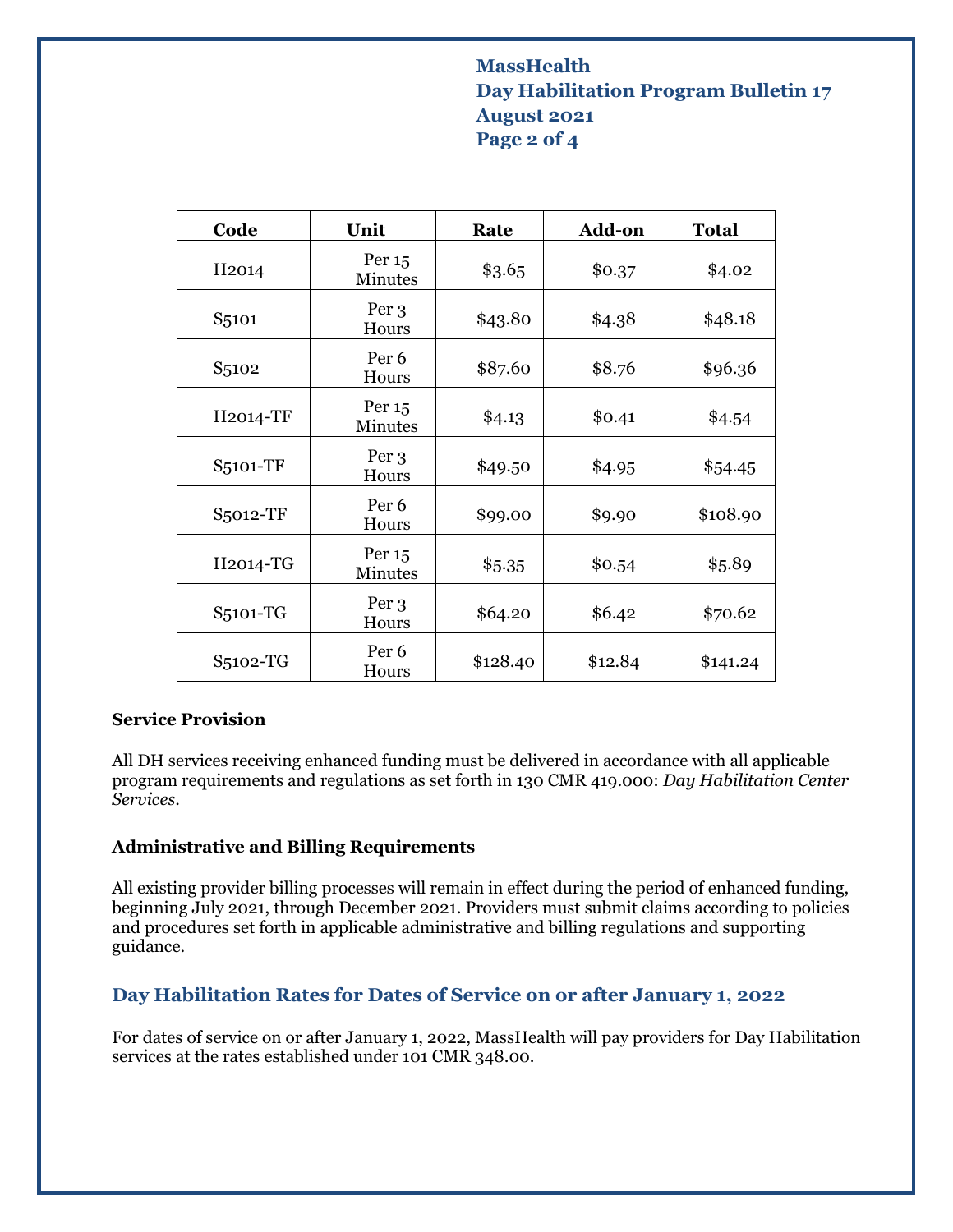| Code | Unit | Rate | Add-on | Total |
|---|---|---|---|---|
| H2014 | Per 15 Minutes | $3.65 | $0.37 | $4.02 |
| S5101 | Per 3 Hours | $43.80 | $4.38 | $48.18 |
| S5102 | Per 6 Hours | $87.60 | $8.76 | $96.36 |
| H2014-TF | Per 15 Minutes | $4.13 | $0.41 | $4.54 |
| S5101-TF | Per 3 Hours | $49.50 | $4.95 | $54.45 |
| S5012-TF | Per 6 Hours | $99.00 | $9.90 | $108.90 |
| H2014-TG | Per 15 Minutes | $5.35 | $0.54 | $5.89 |
| S5101-TG | Per 3 Hours | $64.20 | $6.42 | $70.62 |
| S5102-TG | Per 6 Hours | $128.40 | $12.84 | $141.24 |

**Service Provision**

All DH services receiving enhanced funding must be delivered in accordance with all applicable program requirements and regulations as set forth in 130 CMR 419.000: *Day Habilitation Center Services*.

**Administrative and Billing Requirements**

All existing provider billing processes will remain in effect during the period of enhanced funding, beginning July 2021, through December 2021. Providers must submit claims according to policies and procedures set forth in applicable administrative and billing regulations and supporting guidance.

## Day Habilitation Rates for Dates of Service on or after January 1, 2022

For dates of service on or after January 1, 2022, MassHealth will pay providers for Day Habilitation services at the rates established under 101 CMR 348.00.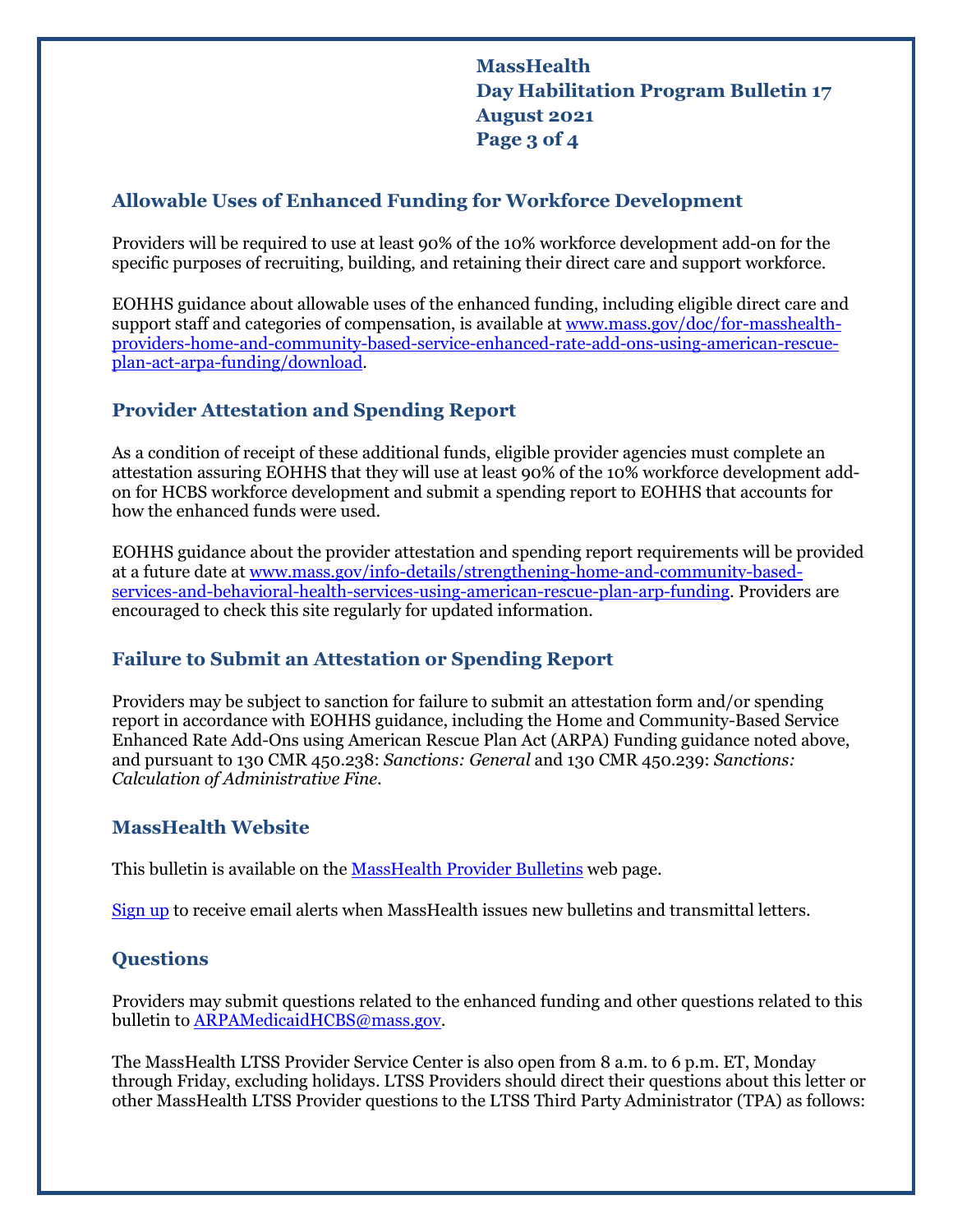## Allowable Uses of Enhanced Funding for Workforce Development

Providers will be required to use at least 90% of the 10% workforce development add-on for the specific purposes of recruiting, building, and retaining their direct care and support workforce.

EOHHS guidance about allowable uses of the enhanced funding, including eligible direct care and support staff and categories of compensation, is available at [www.mass.gov/doc/for-masshealth-providers-home-and-community-based-service-enhanced-rate-add-ons-using-american-rescue-plan-act-arpa-funding/download](www.mass.gov/doc/for-masshealth-providers-home-and-community-based-service-enhanced-rate-add-ons-using-american-rescue-plan-act-arpa-funding/download).

## Provider Attestation and Spending Report

As a condition of receipt of these additional funds, eligible provider agencies must complete an attestation assuring EOHHS that they will use at least 90% of the 10% workforce development add-on for HCBS workforce development and submit a spending report to EOHHS that accounts for how the enhanced funds were used.

EOHHS guidance about the provider attestation and spending report requirements will be provided at a future date at [www.mass.gov/info-details/strengthening-home-and-community-based-services-and-behavioral-health-services-using-american-rescue-plan-arp-funding](www.mass.gov/info-details/strengthening-home-and-community-based-services-and-behavioral-health-services-using-american-rescue-plan-arp-funding). Providers are encouraged to check this site regularly for updated information.

## Failure to Submit an Attestation or Spending Report

Providers may be subject to sanction for failure to submit an attestation form and/or spending report in accordance with EOHHS guidance, including the Home and Community-Based Service Enhanced Rate Add-Ons using American Rescue Plan Act (ARPA) Funding guidance noted above, and pursuant to 130 CMR 450.238: *Sanctions: General* and 130 CMR 450.239: *Sanctions: Calculation of Administrative Fine*.

## MassHealth Website

This bulletin is available on the MassHealth Provider Bulletins web page.

Sign up to receive email alerts when MassHealth issues new bulletins and transmittal letters.

## Questions

Providers may submit questions related to the enhanced funding and other questions related to this bulletin to ARPAMedicaidHCBS@mass.gov.

The MassHealth LTSS Provider Service Center is also open from 8 a.m. to 6 p.m. ET, Monday through Friday, excluding holidays. LTSS Providers should direct their questions about this letter or other MassHealth LTSS Provider questions to the LTSS Third Party Administrator (TPA) as follows: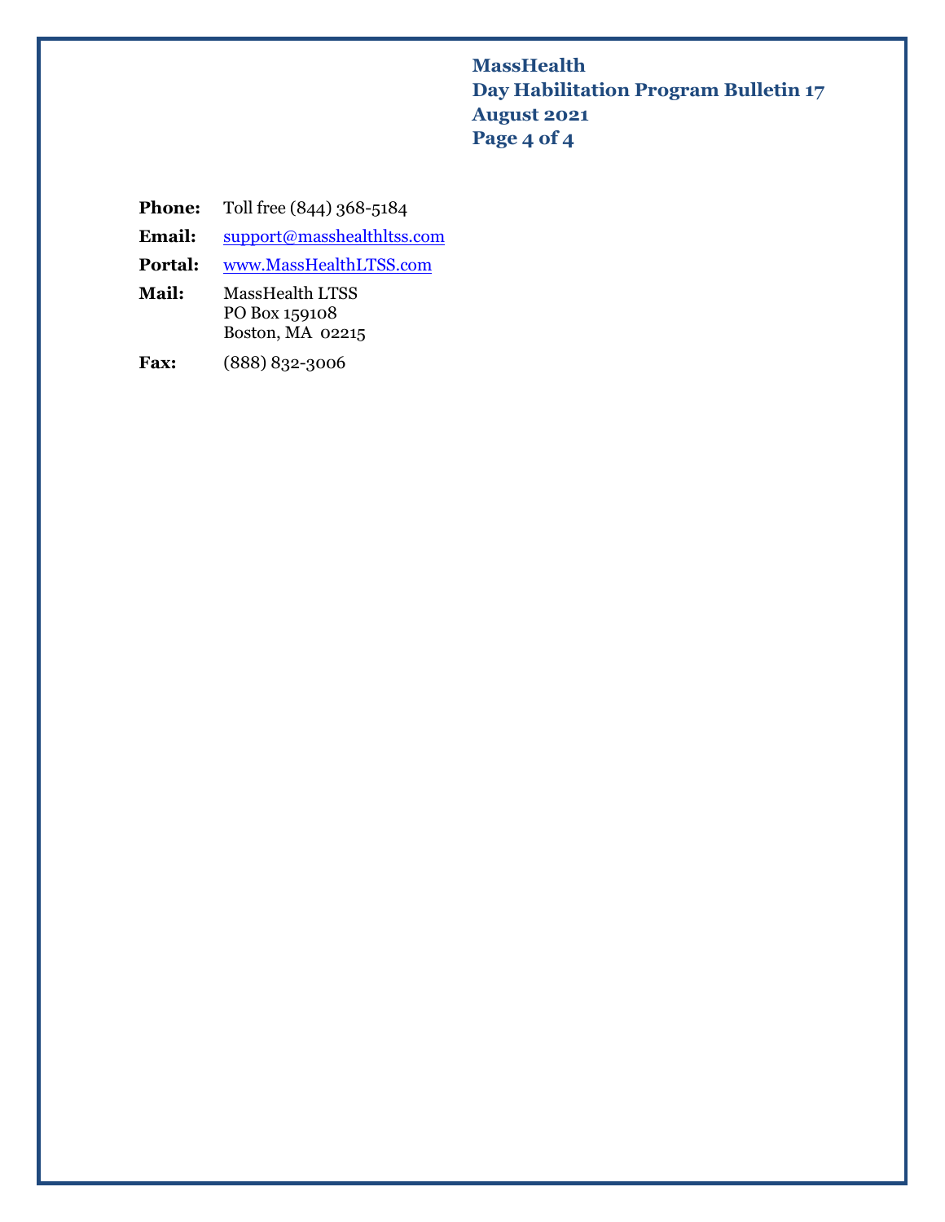**Phone:** Toll free (844) 368-5184

**Email:** support@masshealthltss.com

**Portal:** www.MassHealthLTSS.com

**Mail:** MassHealth LTSS
PO Box 159108
Boston, MA 02215

**Fax:** (888) 832-3006